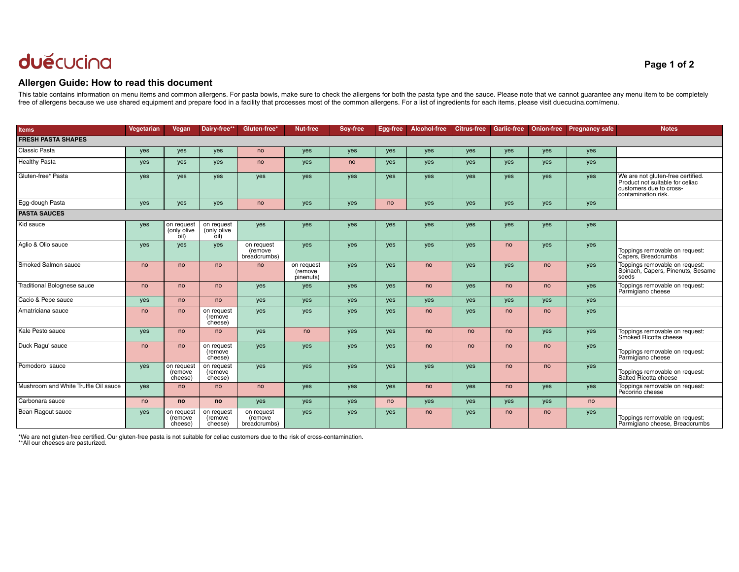duècucina

## Allergen Guide: How to read this document

This table contains information on menu items and common allergens. For pasta bowls, make sure to check the allergens for both the pasta type and the sauce. Please note that we cannot guarantee any menu item to be completely free of allergens because we use shared equipment and prepare food in a facility that processes most of the common allergens. For a list of ingredients for each items, please visit duecucina.com/menu.

| Items | Vegetarian | Vegan | Dairy-free** | Gluten-free* | Nut-free | Soy-free | Egg-free | Alcohol-free | Citrus-free | Garlic-free | Onion-free | Pregnancy safe | Notes |
|---|---|---|---|---|---|---|---|---|---|---|---|---|---|
| **FRESH PASTA SHAPES** | | | | | | | | | | | | | |
| Classic Pasta | yes | yes | yes | no | yes | yes | yes | yes | yes | yes | yes | yes | |
| Healthy Pasta | yes | yes | yes | no | yes | no | yes | yes | yes | yes | yes | yes | |
| Gluten-free* Pasta | yes | yes | yes | yes | yes | yes | yes | yes | yes | yes | yes | yes | We are not gluten-free certified. Product not suitable for celiac customers due to cross-contamination risk. |
| Egg-dough Pasta | yes | yes | yes | no | yes | yes | no | yes | yes | yes | yes | yes | |
| **PASTA SAUCES** | | | | | | | | | | | | | |
| Kid sauce | yes | on request (only olive oil) | on request (only olive oil) | yes | yes | yes | yes | yes | yes | yes | yes | yes | |
| Aglio & Olio sauce | yes | yes | yes | on request (remove breadcrumbs) | yes | yes | yes | yes | yes | no | yes | yes | Toppings removable on request: Capers, Breadcrumbs |
| Smoked Salmon sauce | no | no | no | no | on request (remove pinenuts) | yes | yes | no | yes | yes | no | yes | Toppings removable on request: Spinach, Capers, Pinenuts, Sesame seeds |
| Traditional Bolognese sauce | no | no | no | yes | yes | yes | yes | no | yes | no | no | yes | Toppings removable on request: Parmigiano cheese |
| Cacio & Pepe sauce | yes | no | no | yes | yes | yes | yes | yes | yes | yes | yes | yes | |
| Amatriciana sauce | no | no | on request (remove cheese) | yes | yes | yes | yes | no | yes | no | no | yes | |
| Kale Pesto sauce | yes | no | no | yes | no | yes | yes | no | no | no | yes | yes | Toppings removable on request: Smoked Ricotta cheese |
| Duck Ragu' sauce | no | no | on request (remove cheese) | yes | yes | yes | yes | no | no | no | no | yes | Toppings removable on request: Parmigiano cheese |
| Pomodoro sauce | yes | on request (remove cheese) | on request (remove cheese) | yes | yes | yes | yes | yes | yes | no | no | yes | Toppings removable on request: Salted Ricotta cheese |
| Mushroom and White Truffle Oil sauce | yes | no | no | no | yes | yes | yes | no | yes | no | yes | yes | Toppings removable on request: Pecorino cheese |
| Carbonara sauce | no | **no** | **no** | yes | yes | yes | no | yes | yes | yes | yes | no | |
| Bean Ragout sauce | yes | on request (remove cheese) | on request (remove cheese) | on request (remove breadcrumbs) | yes | yes | yes | no | yes | no | no | yes | Toppings removable on request: Parmigiano cheese, Breadcrumbs |

*We are not gluten-free certified. Our gluten-free pasta is not suitable for celiac customers due to the risk of cross-contamination.
**All our cheeses are pasturized.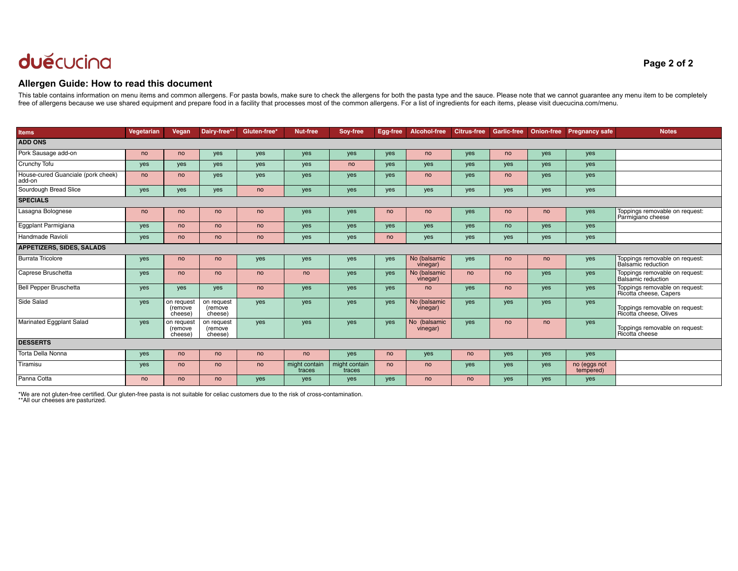duécucina

## Allergen Guide: How to read this document

This table contains information on menu items and common allergens. For pasta bowls, make sure to check the allergens for both the pasta type and the sauce. Please note that we cannot guarantee any menu item to be completely free of allergens because we use shared equipment and prepare food in a facility that processes most of the common allergens. For a list of ingredients for each items, please visit duecucina.com/menu.

| Items | Vegetarian | Vegan | Dairy-free** | Gluten-free* | Nut-free | Soy-free | Egg-free | Alcohol-free | Citrus-free | Garlic-free | Onion-free | Pregnancy safe | Notes |
|---|---|---|---|---|---|---|---|---|---|---|---|---|---|
| **ADD ONS** | | | | | | | | | | | | | |
| Pork Sausage add-on | no | no | yes | yes | yes | yes | yes | no | yes | no | yes | yes | |
| Crunchy Tofu | yes | yes | yes | yes | yes | no | yes | yes | yes | yes | yes | yes | |
| House-cured Guanciale (pork cheek) add-on | no | no | yes | yes | yes | yes | yes | no | yes | no | yes | yes | |
| Sourdough Bread Slice | yes | yes | yes | no | yes | yes | yes | yes | yes | yes | yes | yes | |
| **SPECIALS** | | | | | | | | | | | | | |
| Lasagna Bolognese | no | no | no | no | yes | yes | no | no | yes | no | no | yes | Toppings removable on request: Parmigiano cheese |
| Eggplant Parmigiana | yes | no | no | no | yes | yes | yes | yes | yes | no | yes | yes | |
| Handmade Ravioli | yes | no | no | no | yes | yes | no | yes | yes | yes | yes | yes | |
| **APPETIZERS, SIDES, SALADS** | | | | | | | | | | | | | |
| Burrata Tricolore | yes | no | no | yes | yes | yes | yes | No (balsamic vinegar) | yes | no | no | yes | Toppings removable on request: Balsamic reduction |
| Caprese Bruschetta | yes | no | no | no | no | yes | yes | No (balsamic vinegar) | no | no | yes | yes | Toppings removable on request: Balsamic reduction |
| Bell Pepper Bruschetta | yes | yes | yes | no | yes | yes | yes | no | yes | no | yes | yes | Toppings removable on request: Ricotta cheese, Capers |
| Side Salad | yes | on request (remove cheese) | on request (remove cheese) | yes | yes | yes | yes | No (balsamic vinegar) | yes | yes | yes | yes | Toppings removable on request: Ricotta cheese, Olives |
| Marinated Eggplant Salad | yes | on request (remove cheese) | on request (remove cheese) | yes | yes | yes | yes | No (balsamic vinegar) | yes | no | no | yes | Toppings removable on request: Ricotta cheese |
| **DESSERTS** | | | | | | | | | | | | | |
| Torta Della Nonna | yes | no | no | no | no | yes | no | yes | no | yes | yes | yes | |
| Tiramisu | yes | no | no | no | might contain traces | might contain traces | no | no | yes | yes | yes | no (eggs not tempered) | |
| Panna Cotta | no | no | no | yes | yes | yes | yes | no | no | yes | yes | yes | |

*We are not gluten-free certified. Our gluten-free pasta is not suitable for celiac customers due to the risk of cross-contamination.
**All our cheeses are pasturized.